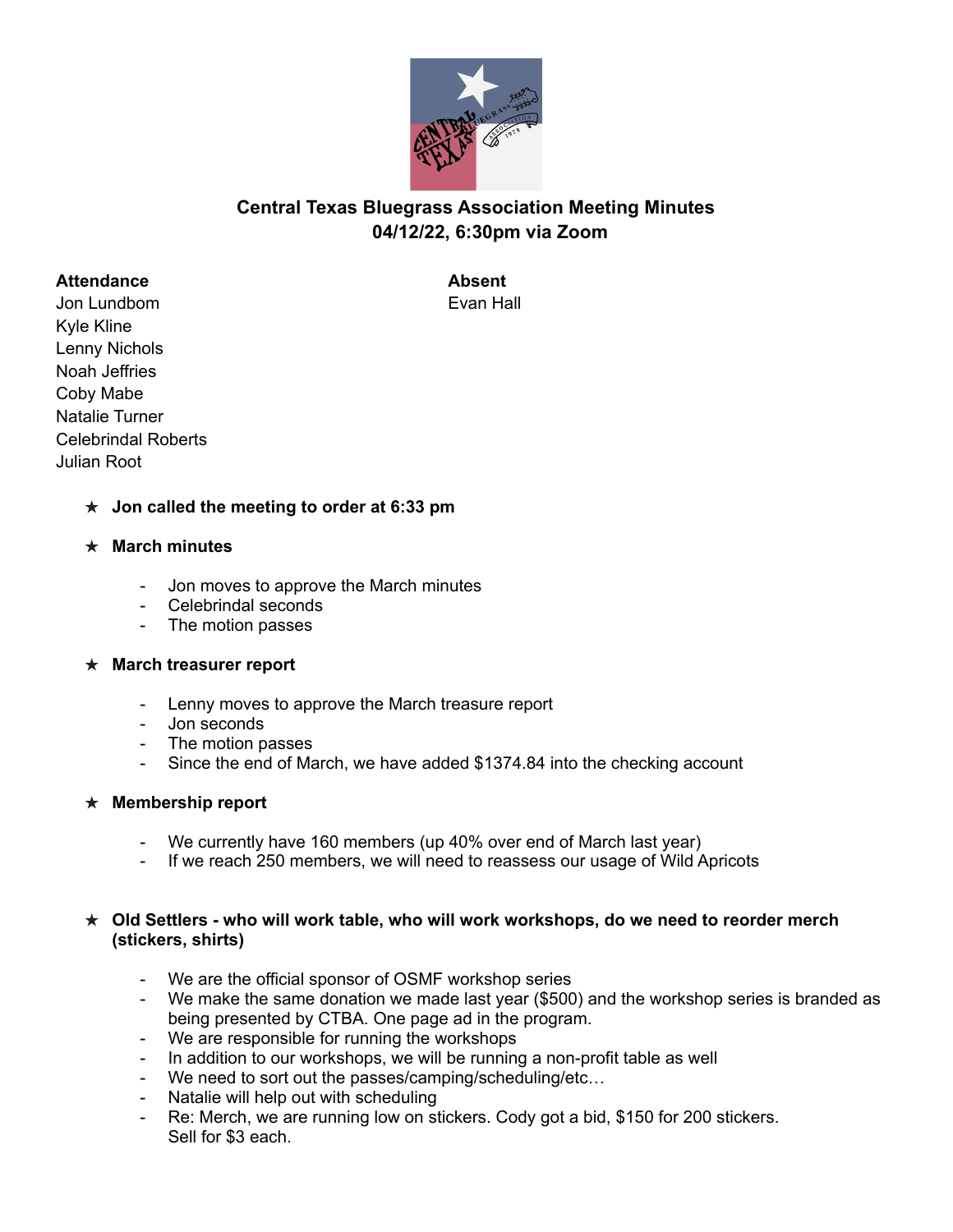# Central Texas Bluegrass Association Meeting Minutes
## 04/12/22, 6:30pm via Zoom

**Attendance**
Jon Lundbom
Kyle Kline
Lenny Nichols
Noah Jeffries
Coby Mabe
Natalie Turner
Celebrindal Roberts
Julian Root

**Absent**
Evan Hall

- ★ **Jon called the meeting to order at 6:33 pm**

- ★ **March minutes**
  - Jon moves to approve the March minutes
  - Celebrindal seconds
  - The motion passes

- ★ **March treasurer report**
  - Lenny moves to approve the March treasure report
  - Jon seconds
  - The motion passes
  - Since the end of March, we have added $1374.84 into the checking account

- ★ **Membership report**
  - We currently have 160 members (up 40% over end of March last year)
  - If we reach 250 members, we will need to reassess our usage of Wild Apricots

- ★ **Old Settlers - who will work table, who will work workshops, do we need to reorder merch (stickers, shirts)**
  - We are the official sponsor of OSMF workshop series
  - We make the same donation we made last year ($500) and the workshop series is branded as being presented by CTBA. One page ad in the program.
  - We are responsible for running the workshops
  - In addition to our workshops, we will be running a non-profit table as well
  - We need to sort out the passes/camping/scheduling/etc…
  - Natalie will help out with scheduling
  - Re: Merch, we are running low on stickers. Cody got a bid, $150 for 200 stickers. Sell for $3 each.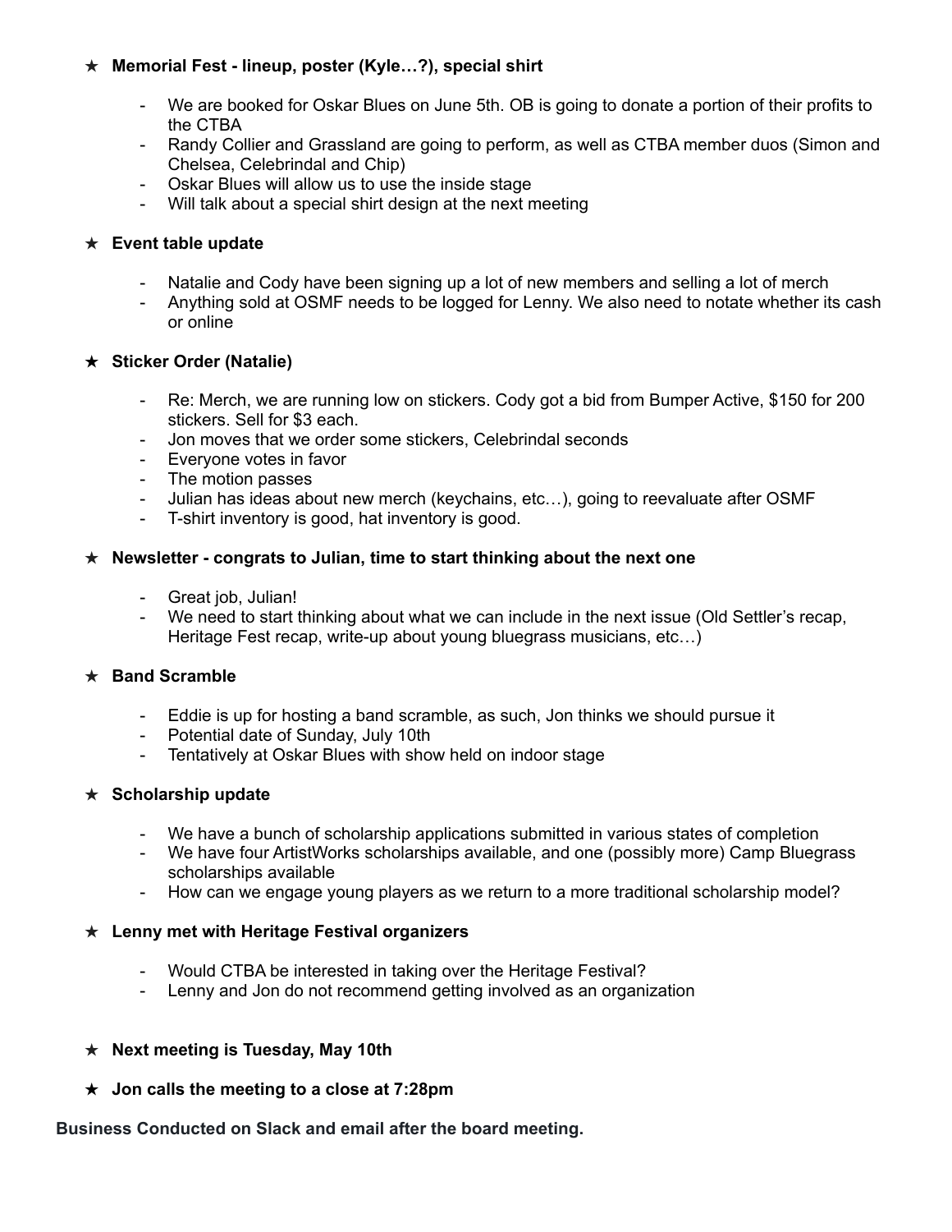- ★ **Memorial Fest - lineup, poster (Kyle…?), special shirt**
  - We are booked for Oskar Blues on June 5th. OB is going to donate a portion of their profits to the CTBA
  - Randy Collier and Grassland are going to perform, as well as CTBA member duos (Simon and Chelsea, Celebrindal and Chip)
  - Oskar Blues will allow us to use the inside stage
  - Will talk about a special shirt design at the next meeting

- ★ **Event table update**
  - Natalie and Cody have been signing up a lot of new members and selling a lot of merch
  - Anything sold at OSMF needs to be logged for Lenny. We also need to notate whether its cash or online

- ★ **Sticker Order (Natalie)**
  - Re: Merch, we are running low on stickers. Cody got a bid from Bumper Active, $150 for 200 stickers. Sell for $3 each.
  - Jon moves that we order some stickers, Celebrindal seconds
  - Everyone votes in favor
  - The motion passes
  - Julian has ideas about new merch (keychains, etc…), going to reevaluate after OSMF
  - T-shirt inventory is good, hat inventory is good.

- ★ **Newsletter - congrats to Julian, time to start thinking about the next one**
  - Great job, Julian!
  - We need to start thinking about what we can include in the next issue (Old Settler's recap, Heritage Fest recap, write-up about young bluegrass musicians, etc…)

- ★ **Band Scramble**
  - Eddie is up for hosting a band scramble, as such, Jon thinks we should pursue it
  - Potential date of Sunday, July 10th
  - Tentatively at Oskar Blues with show held on indoor stage

- ★ **Scholarship update**
  - We have a bunch of scholarship applications submitted in various states of completion
  - We have four ArtistWorks scholarships available, and one (possibly more) Camp Bluegrass scholarships available
  - How can we engage young players as we return to a more traditional scholarship model?

- ★ **Lenny met with Heritage Festival organizers**
  - Would CTBA be interested in taking over the Heritage Festival?
  - Lenny and Jon do not recommend getting involved as an organization

- ★ **Next meeting is Tuesday, May 10th**

- ★ **Jon calls the meeting to a close at 7:28pm**

**Business Conducted on Slack and email after the board meeting.**